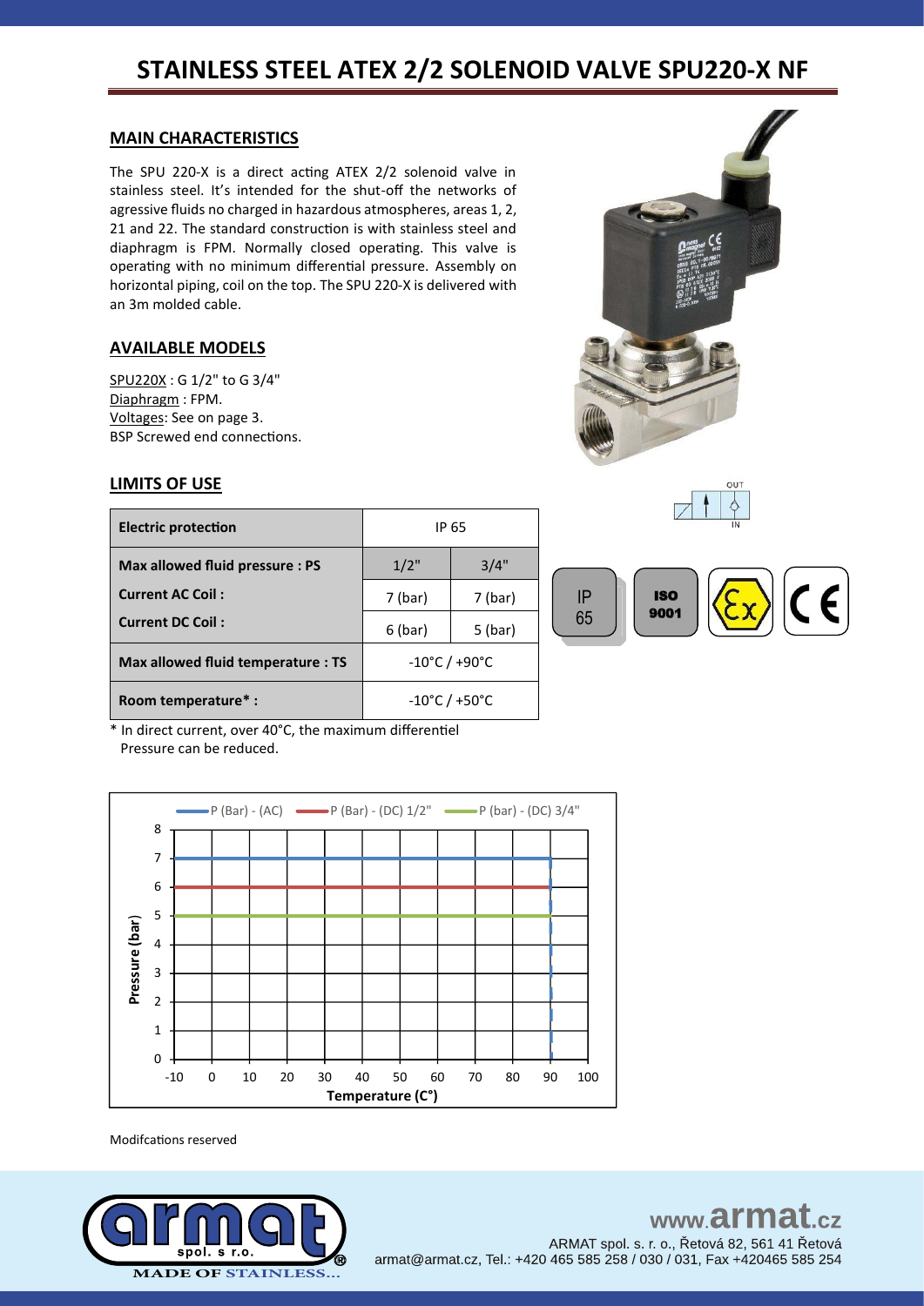# STAINLESS STEEL ATEX 2/2 SOLENOID VALVE SPU220-X NF

## MAIN CHARACTERISTICS

The SPU 220-X is a direct acting ATEX 2/2 solenoid valve in stainless steel. It's intended for the shut-off the networks of agressive fluids no charged in hazardous atmospheres, areas 1, 2, 21 and 22. The standard construction is with stainless steel and diaphragm is FPM. Normally closed operating. This valve is operating with no minimum differential pressure. Assembly on horizontal piping, coil on the top. The SPU 220-X is delivered with an 3m molded cable.

## AVAILABLE MODELS

SPU220X : G 1/2" to G 3/4"
Diaphragm : FPM.
Voltages: See on page 3.
BSP Screwed end connections.

## LIMITS OF USE

| Electric protection | IP 65 | |
|---|---|---|
| Max allowed fluid pressure : PS | 1/2" | 3/4" |
| Current AC Coil : | 7 (bar) | 7 (bar) |
| Current DC Coil : | 6 (bar) | 5 (bar) |
| Max allowed fluid temperature : TS | -10°C / +90°C | |
| Room temperature* : | -10°C / +50°C | |

\* In direct current, over 40°C, the maximum differentiel Pressure can be reduced.

IP 65 · ISO 9001 · Ex · CE

| Temperature (C°) | P (Bar) - (AC) | P (Bar) - (DC) 1/2" | P (bar) - (DC) 3/4" |
|---|---|---|---|
| -10 to 90 | 7 | 6 | 5 |

Modifcations reserved

www.armat.cz
ARMAT spol. s. r. o., Řetová 82, 561 41 Řetová
armat@armat.cz, Tel.: +420 465 585 258 / 030 / 031, Fax +420465 585 254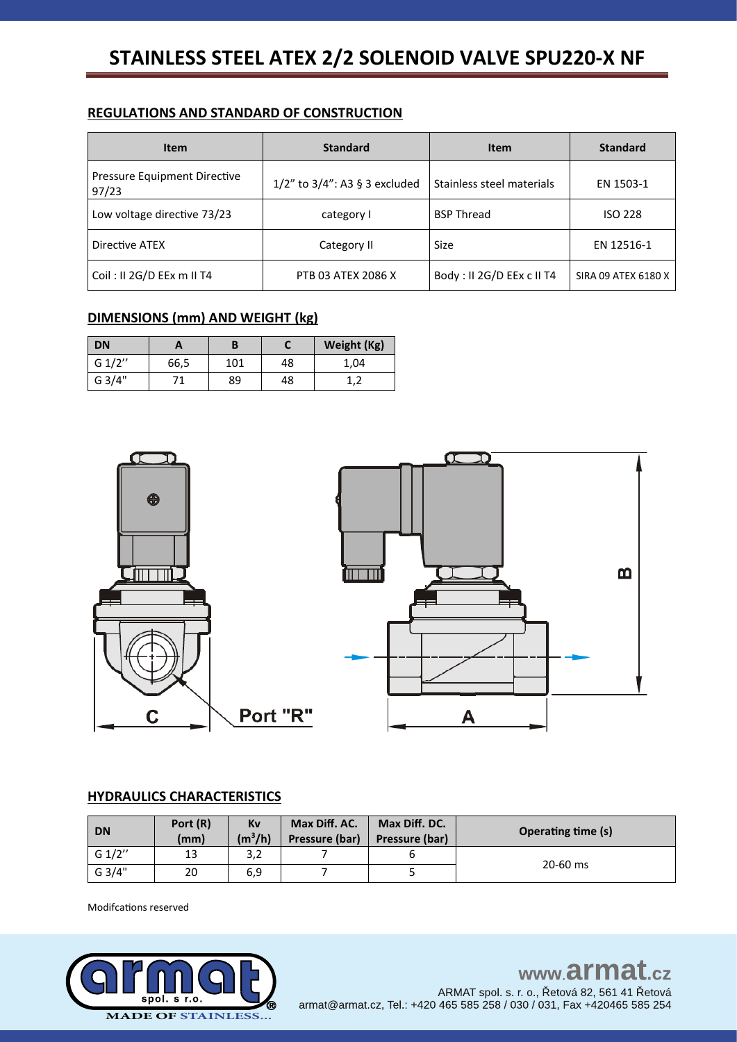# STAINLESS STEEL ATEX 2/2 SOLENOID VALVE SPU220-X NF

## REGULATIONS AND STANDARD OF CONSTRUCTION

| Item | Standard | Item | Standard |
|---|---|---|---|
| Pressure Equipment Directive 97/23 | 1/2" to 3/4": A3 § 3 excluded | Stainless steel materials | EN 1503-1 |
| Low voltage directive 73/23 | category I | BSP Thread | ISO 228 |
| Directive ATEX | Category II | Size | EN 12516-1 |
| Coil : II 2G/D EEx m II T4 | PTB 03 ATEX 2086 X | Body : II 2G/D EEx c II T4 | SIRA 09 ATEX 6180 X |

## DIMENSIONS (mm) AND WEIGHT (kg)

| DN | A | B | C | Weight (Kg) |
|---|---|---|---|---|
| G 1/2'' | 66,5 | 101 | 48 | 1,04 |
| G 3/4" | 71 | 89 | 48 | 1,2 |

## HYDRAULICS CHARACTERISTICS

| DN | Port (R) (mm) | Kv ($m^3$/h) | Max Diff. AC. Pressure (bar) | Max Diff. DC. Pressure (bar) | Operating time (s) |
|---|---|---|---|---|---|
| G 1/2'' | 13 | 3,2 | 7 | 6 | 20-60 ms |
| G 3/4" | 20 | 6,9 | 7 | 5 | |

Modifcations reserved

www.armat.cz

ARMAT spol. s r. o., Řetová 82, 561 41 Řetová
armat@armat.cz, Tel.: +420 465 585 258 / 030 / 031, Fax +420465 585 254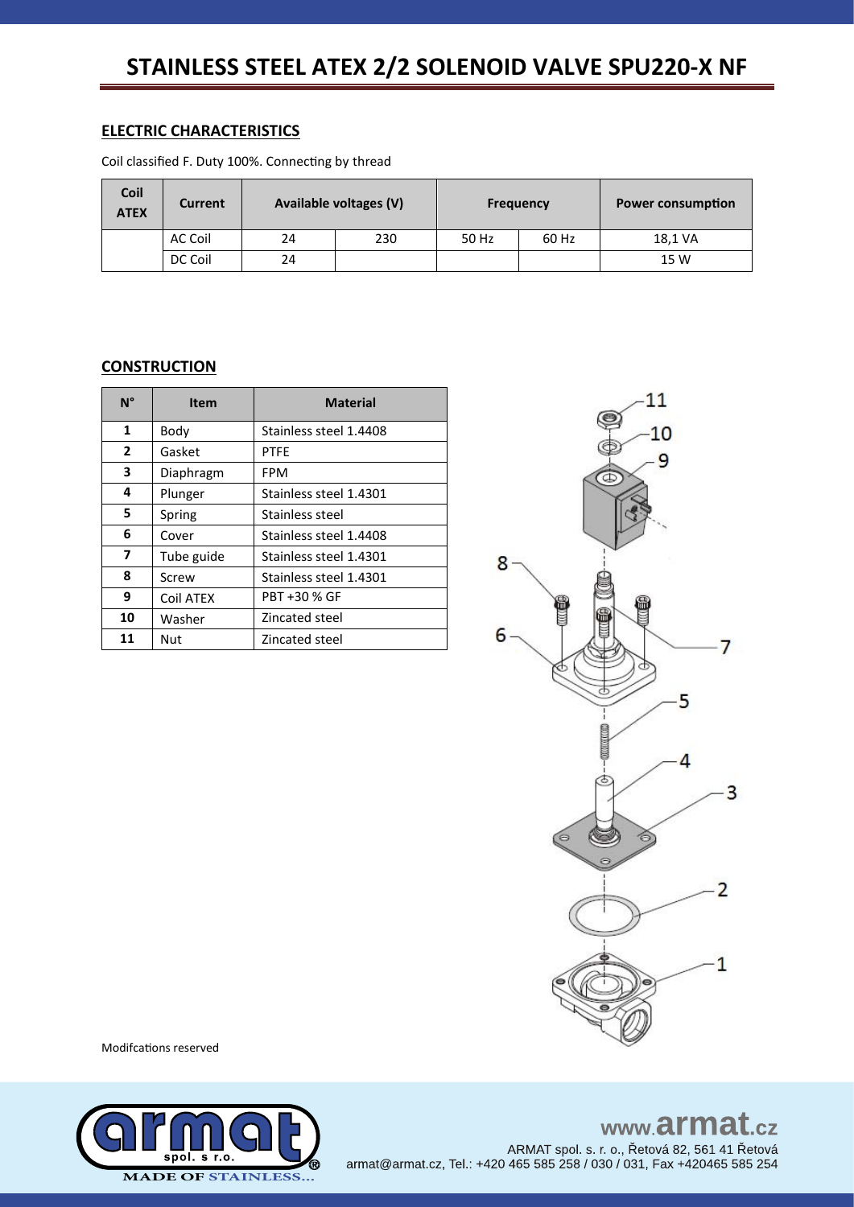# STAINLESS STEEL ATEX 2/2 SOLENOID VALVE SPU220-X NF

## ELECTRIC CHARACTERISTICS

Coil classified F. Duty 100%. Connecting by thread

| Coil ATEX | Current | Available voltages (V) | | Frequency | | Power consumption |
|---|---|---|---|---|---|---|
| | AC Coil | 24 | 230 | 50 Hz | 60 Hz | 18,1 VA |
| | DC Coil | 24 | | | | 15 W |

## CONSTRUCTION

| N° | Item | Material |
|---|---|---|
| 1 | Body | Stainless steel 1.4408 |
| 2 | Gasket | PTFE |
| 3 | Diaphragm | FPM |
| 4 | Plunger | Stainless steel 1.4301 |
| 5 | Spring | Stainless steel |
| 6 | Cover | Stainless steel 1.4408 |
| 7 | Tube guide | Stainless steel 1.4301 |
| 8 | Screw | Stainless steel 1.4301 |
| 9 | Coil ATEX | PBT +30 % GF |
| 10 | Washer | Zincated steel |
| 11 | Nut | Zincated steel |

Modifcations reserved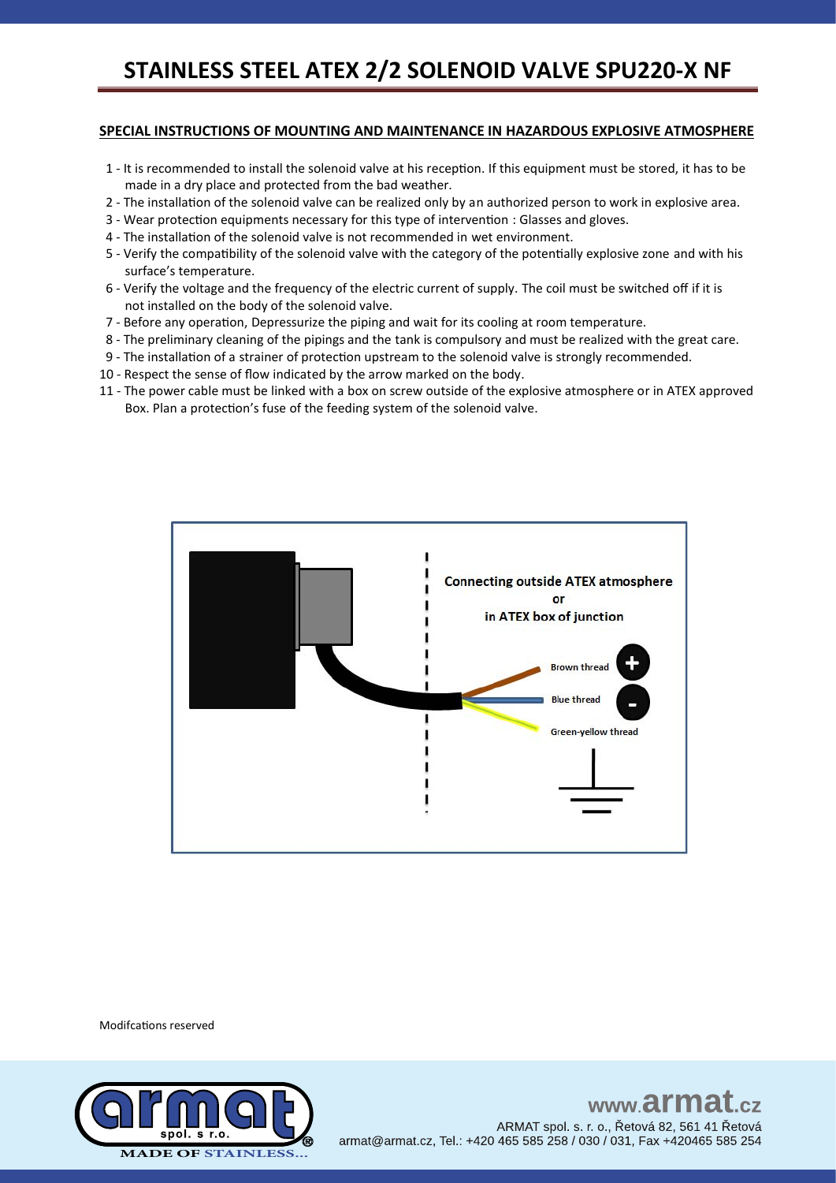# STAINLESS STEEL ATEX 2/2 SOLENOID VALVE SPU220-X NF

## SPECIAL INSTRUCTIONS OF MOUNTING AND MAINTENANCE IN HAZARDOUS EXPLOSIVE ATMOSPHERE

1 - It is recommended to install the solenoid valve at his reception. If this equipment must be stored, it has to be made in a dry place and protected from the bad weather.
2 - The installation of the solenoid valve can be realized only by an authorized person to work in explosive area.
3 - Wear protection equipments necessary for this type of intervention : Glasses and gloves.
4 - The installation of the solenoid valve is not recommended in wet environment.
5 - Verify the compatibility of the solenoid valve with the category of the potentially explosive zone and with his surface's temperature.
6 - Verify the voltage and the frequency of the electric current of supply. The coil must be switched off if it is not installed on the body of the solenoid valve.
7 - Before any operation, Depressurize the piping and wait for its cooling at room temperature.
8 - The preliminary cleaning of the pipings and the tank is compulsory and must be realized with the great care.
9 - The installation of a strainer of protection upstream to the solenoid valve is strongly recommended.
10 - Respect the sense of flow indicated by the arrow marked on the body.
11 - The power cable must be linked with a box on screw outside of the explosive atmosphere or in ATEX approved Box. Plan a protection's fuse of the feeding system of the solenoid valve.

**Connecting outside ATEX atmosphere**
**or**
**in ATEX box of junction**

- Brown thread +
- Blue thread -
- Green-yellow thread (earth)

Modifcations reserved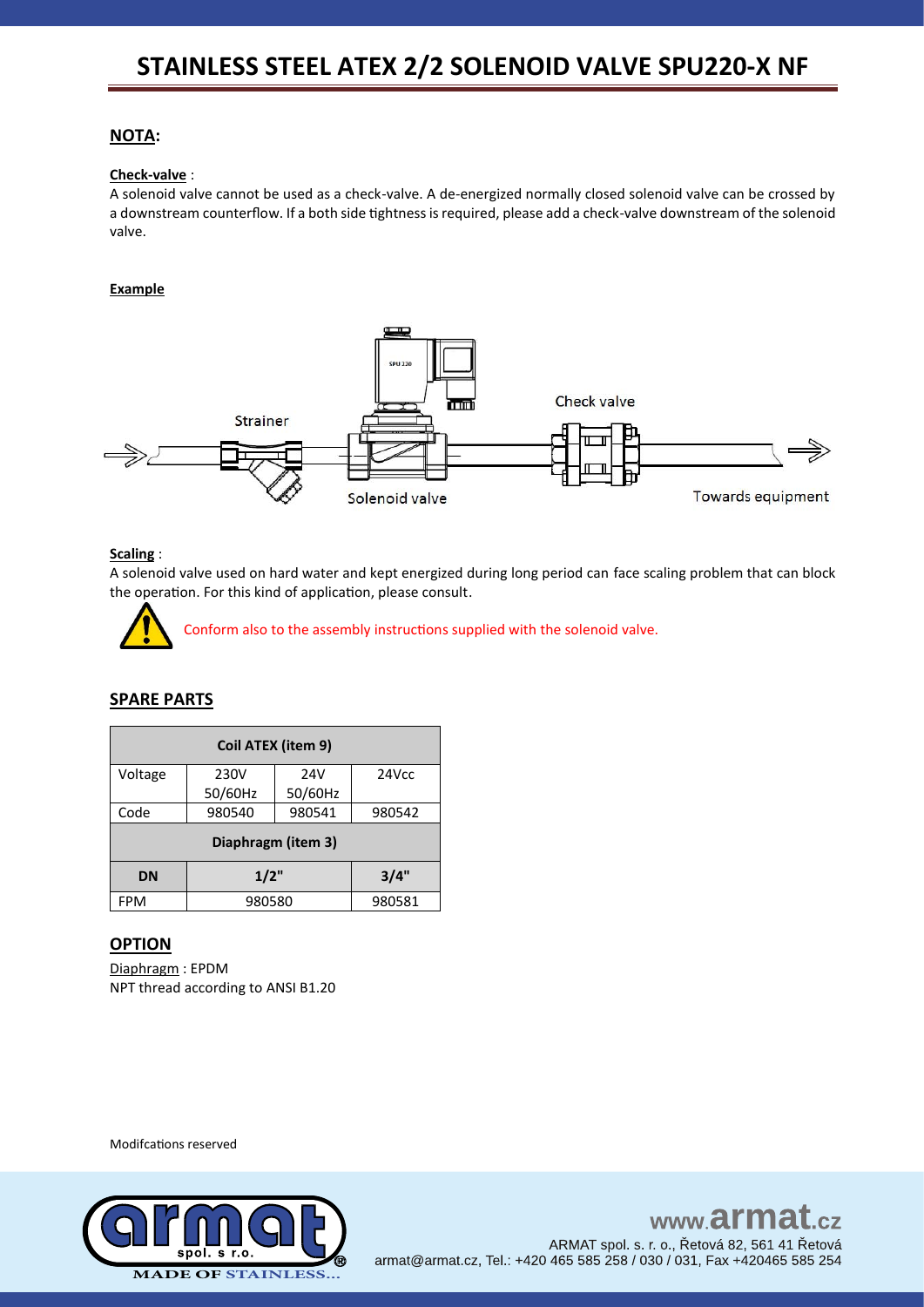# STAINLESS STEEL ATEX 2/2 SOLENOID VALVE SPU220-X NF

## NOTA:

**Check-valve** :

A solenoid valve cannot be used as a check-valve. A de-energized normally closed solenoid valve can be crossed by a downstream counterflow. If a both side tightness is required, please add a check-valve downstream of the solenoid valve.

**Example**

Strainer

Check valve

Solenoid valve

Towards equipment

**Scaling** :

A solenoid valve used on hard water and kept energized during long period can face scaling problem that can block the operation. For this kind of application, please consult.

Conform also to the assembly instructions supplied with the solenoid valve.

## SPARE PARTS

| Coil ATEX (item 9) | | | |
|---|---|---|---|
| Voltage | 230V 50/60Hz | 24V 50/60Hz | 24Vcc |
| Code | 980540 | 980541 | 980542 |
| **Diaphragm (item 3)** | | | |
| **DN** | **1/2"** | | **3/4"** |
| FPM | 980580 | | 980581 |

## OPTION

Diaphragm : EPDM

NPT thread according to ANSI B1.20

Modifcations reserved

www.armat.cz

ARMAT spol. s. r. o., Řetová 82, 561 41 Řetová

armat@armat.cz, Tel.: +420 465 585 258 / 030 / 031, Fax +420465 585 254